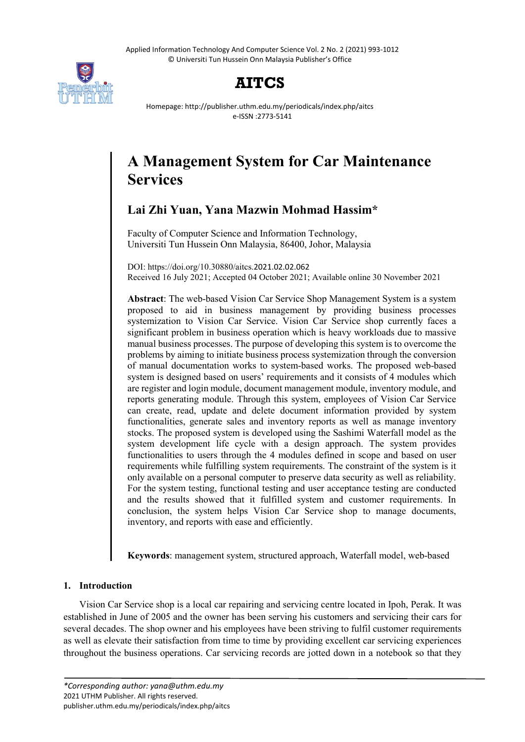# A Management System for Car Maintenance Services

**Lai Zhi Yuan, Yana Mazwin Mohmad Hassim***

Faculty of Computer Science and Information Technology, Universiti Tun Hussein Onn Malaysia, 86400, Johor, Malaysia

DOI: https://doi.org/10.30880/aitcs.2021.02.02.062
Received 16 July 2021; Accepted 04 October 2021; Available online 30 November 2021

**Abstract**: The web-based Vision Car Service Shop Management System is a system proposed to aid in business management by providing business processes systemization to Vision Car Service. Vision Car Service shop currently faces a significant problem in business operation which is heavy workloads due to massive manual business processes. The purpose of developing this system is to overcome the problems by aiming to initiate business process systemization through the conversion of manual documentation works to system-based works. The proposed web-based system is designed based on users' requirements and it consists of 4 modules which are register and login module, document management module, inventory module, and reports generating module. Through this system, employees of Vision Car Service can create, read, update and delete document information provided by system functionalities, generate sales and inventory reports as well as manage inventory stocks. The proposed system is developed using the Sashimi Waterfall model as the system development life cycle with a design approach. The system provides functionalities to users through the 4 modules defined in scope and based on user requirements while fulfilling system requirements. The constraint of the system is it only available on a personal computer to preserve data security as well as reliability. For the system testing, functional testing and user acceptance testing are conducted and the results showed that it fulfilled system and customer requirements. In conclusion, the system helps Vision Car Service shop to manage documents, inventory, and reports with ease and efficiently.

**Keywords**: management system, structured approach, Waterfall model, web-based

## 1. Introduction

Vision Car Service shop is a local car repairing and servicing centre located in Ipoh, Perak. It was established in June of 2005 and the owner has been serving his customers and servicing their cars for several decades. The shop owner and his employees have been striving to fulfil customer requirements as well as elevate their satisfaction from time to time by providing excellent car servicing experiences throughout the business operations. Car servicing records are jotted down in a notebook so that they

*Corresponding author: yana@uthm.edu.my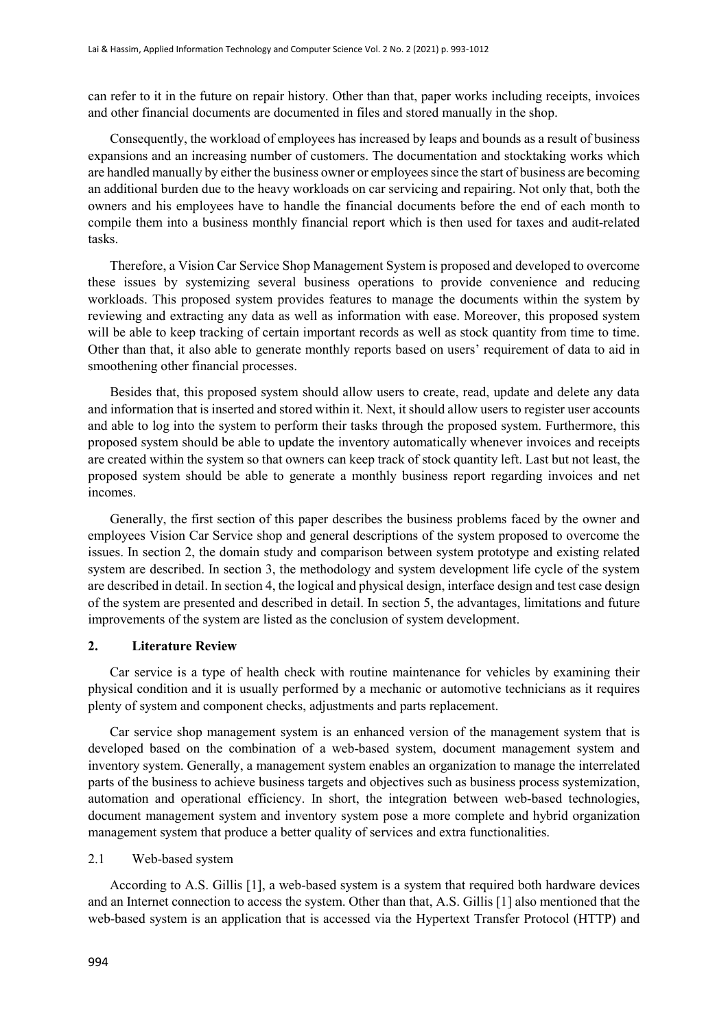can refer to it in the future on repair history. Other than that, paper works including receipts, invoices and other financial documents are documented in files and stored manually in the shop.

Consequently, the workload of employees has increased by leaps and bounds as a result of business expansions and an increasing number of customers. The documentation and stocktaking works which are handled manually by either the business owner or employees since the start of business are becoming an additional burden due to the heavy workloads on car servicing and repairing. Not only that, both the owners and his employees have to handle the financial documents before the end of each month to compile them into a business monthly financial report which is then used for taxes and audit-related tasks.

Therefore, a Vision Car Service Shop Management System is proposed and developed to overcome these issues by systemizing several business operations to provide convenience and reducing workloads. This proposed system provides features to manage the documents within the system by reviewing and extracting any data as well as information with ease. Moreover, this proposed system will be able to keep tracking of certain important records as well as stock quantity from time to time. Other than that, it also able to generate monthly reports based on users' requirement of data to aid in smoothening other financial processes.

Besides that, this proposed system should allow users to create, read, update and delete any data and information that is inserted and stored within it. Next, it should allow users to register user accounts and able to log into the system to perform their tasks through the proposed system. Furthermore, this proposed system should be able to update the inventory automatically whenever invoices and receipts are created within the system so that owners can keep track of stock quantity left. Last but not least, the proposed system should be able to generate a monthly business report regarding invoices and net incomes.

Generally, the first section of this paper describes the business problems faced by the owner and employees Vision Car Service shop and general descriptions of the system proposed to overcome the issues. In section 2, the domain study and comparison between system prototype and existing related system are described. In section 3, the methodology and system development life cycle of the system are described in detail. In section 4, the logical and physical design, interface design and test case design of the system are presented and described in detail. In section 5, the advantages, limitations and future improvements of the system are listed as the conclusion of system development.

## 2. Literature Review

Car service is a type of health check with routine maintenance for vehicles by examining their physical condition and it is usually performed by a mechanic or automotive technicians as it requires plenty of system and component checks, adjustments and parts replacement.

Car service shop management system is an enhanced version of the management system that is developed based on the combination of a web-based system, document management system and inventory system. Generally, a management system enables an organization to manage the interrelated parts of the business to achieve business targets and objectives such as business process systemization, automation and operational efficiency. In short, the integration between web-based technologies, document management system and inventory system pose a more complete and hybrid organization management system that produce a better quality of services and extra functionalities.

### 2.1 Web-based system

According to A.S. Gillis [1], a web-based system is a system that required both hardware devices and an Internet connection to access the system. Other than that, A.S. Gillis [1] also mentioned that the web-based system is an application that is accessed via the Hypertext Transfer Protocol (HTTP) and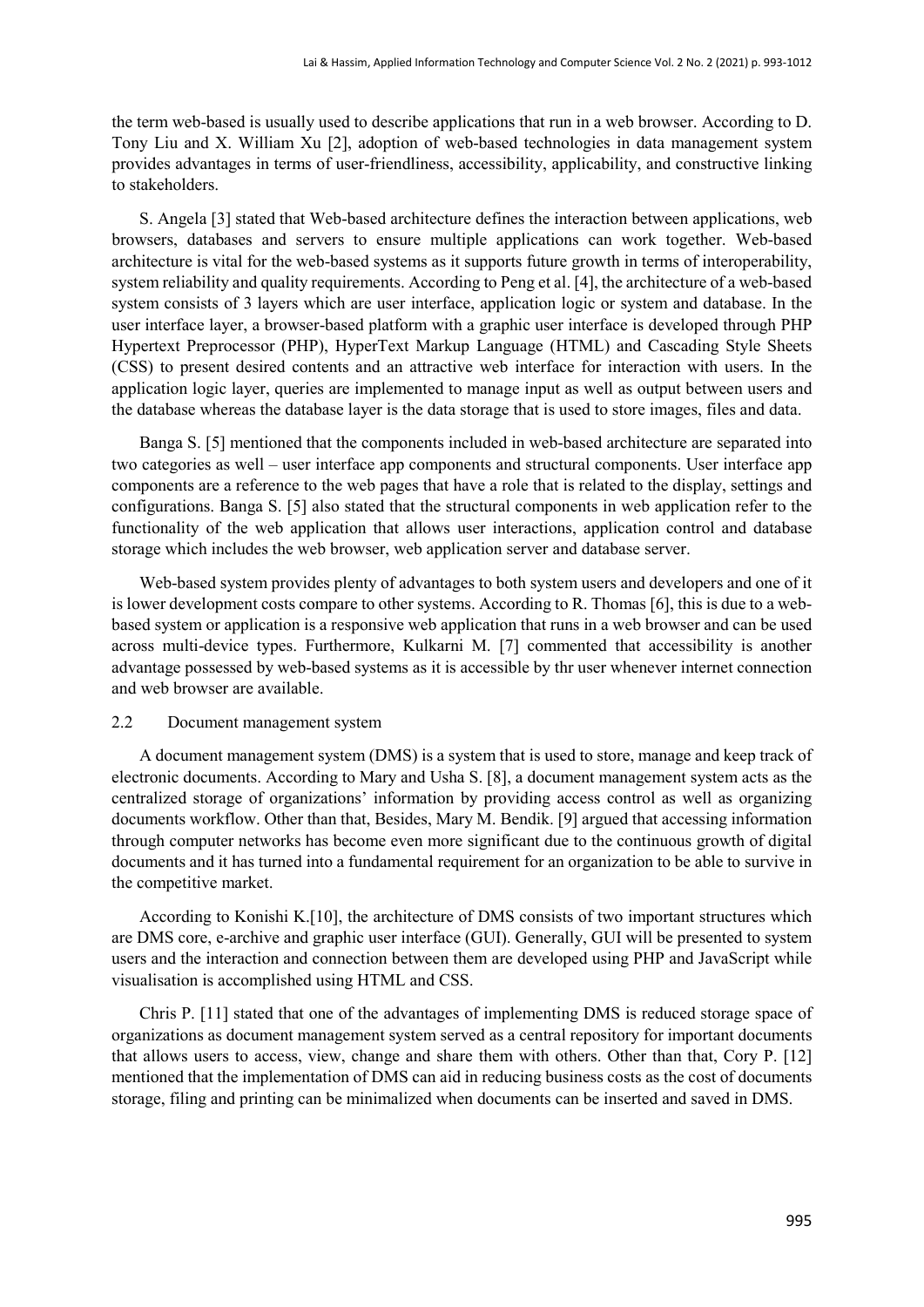the term web-based is usually used to describe applications that run in a web browser. According to D. Tony Liu and X. William Xu [2], adoption of web-based technologies in data management system provides advantages in terms of user-friendliness, accessibility, applicability, and constructive linking to stakeholders.

S. Angela [3] stated that Web-based architecture defines the interaction between applications, web browsers, databases and servers to ensure multiple applications can work together. Web-based architecture is vital for the web-based systems as it supports future growth in terms of interoperability, system reliability and quality requirements. According to Peng et al. [4], the architecture of a web-based system consists of 3 layers which are user interface, application logic or system and database. In the user interface layer, a browser-based platform with a graphic user interface is developed through PHP Hypertext Preprocessor (PHP), HyperText Markup Language (HTML) and Cascading Style Sheets (CSS) to present desired contents and an attractive web interface for interaction with users. In the application logic layer, queries are implemented to manage input as well as output between users and the database whereas the database layer is the data storage that is used to store images, files and data.

Banga S. [5] mentioned that the components included in web-based architecture are separated into two categories as well – user interface app components and structural components. User interface app components are a reference to the web pages that have a role that is related to the display, settings and configurations. Banga S. [5] also stated that the structural components in web application refer to the functionality of the web application that allows user interactions, application control and database storage which includes the web browser, web application server and database server.

Web-based system provides plenty of advantages to both system users and developers and one of it is lower development costs compare to other systems. According to R. Thomas [6], this is due to a web-based system or application is a responsive web application that runs in a web browser and can be used across multi-device types. Furthermore, Kulkarni M. [7] commented that accessibility is another advantage possessed by web-based systems as it is accessible by thr user whenever internet connection and web browser are available.

### 2.2 Document management system

A document management system (DMS) is a system that is used to store, manage and keep track of electronic documents. According to Mary and Usha S. [8], a document management system acts as the centralized storage of organizations' information by providing access control as well as organizing documents workflow. Other than that, Besides, Mary M. Bendik. [9] argued that accessing information through computer networks has become even more significant due to the continuous growth of digital documents and it has turned into a fundamental requirement for an organization to be able to survive in the competitive market.

According to Konishi K.[10], the architecture of DMS consists of two important structures which are DMS core, e-archive and graphic user interface (GUI). Generally, GUI will be presented to system users and the interaction and connection between them are developed using PHP and JavaScript while visualisation is accomplished using HTML and CSS.

Chris P. [11] stated that one of the advantages of implementing DMS is reduced storage space of organizations as document management system served as a central repository for important documents that allows users to access, view, change and share them with others. Other than that, Cory P. [12] mentioned that the implementation of DMS can aid in reducing business costs as the cost of documents storage, filing and printing can be minimalized when documents can be inserted and saved in DMS.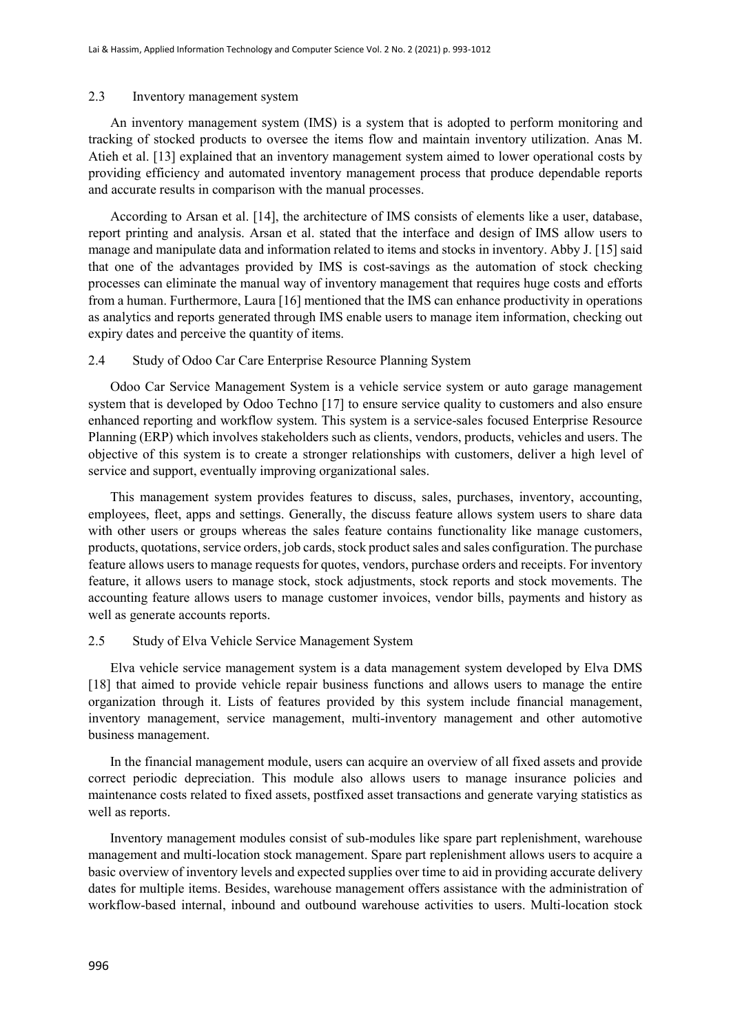### 2.3 Inventory management system

An inventory management system (IMS) is a system that is adopted to perform monitoring and tracking of stocked products to oversee the items flow and maintain inventory utilization. Anas M. Atieh et al. [13] explained that an inventory management system aimed to lower operational costs by providing efficiency and automated inventory management process that produce dependable reports and accurate results in comparison with the manual processes.

According to Arsan et al. [14], the architecture of IMS consists of elements like a user, database, report printing and analysis. Arsan et al. stated that the interface and design of IMS allow users to manage and manipulate data and information related to items and stocks in inventory. Abby J. [15] said that one of the advantages provided by IMS is cost-savings as the automation of stock checking processes can eliminate the manual way of inventory management that requires huge costs and efforts from a human. Furthermore, Laura [16] mentioned that the IMS can enhance productivity in operations as analytics and reports generated through IMS enable users to manage item information, checking out expiry dates and perceive the quantity of items.

### 2.4 Study of Odoo Car Care Enterprise Resource Planning System

Odoo Car Service Management System is a vehicle service system or auto garage management system that is developed by Odoo Techno [17] to ensure service quality to customers and also ensure enhanced reporting and workflow system. This system is a service-sales focused Enterprise Resource Planning (ERP) which involves stakeholders such as clients, vendors, products, vehicles and users. The objective of this system is to create a stronger relationships with customers, deliver a high level of service and support, eventually improving organizational sales.

This management system provides features to discuss, sales, purchases, inventory, accounting, employees, fleet, apps and settings. Generally, the discuss feature allows system users to share data with other users or groups whereas the sales feature contains functionality like manage customers, products, quotations, service orders, job cards, stock product sales and sales configuration. The purchase feature allows users to manage requests for quotes, vendors, purchase orders and receipts. For inventory feature, it allows users to manage stock, stock adjustments, stock reports and stock movements. The accounting feature allows users to manage customer invoices, vendor bills, payments and history as well as generate accounts reports.

### 2.5 Study of Elva Vehicle Service Management System

Elva vehicle service management system is a data management system developed by Elva DMS [18] that aimed to provide vehicle repair business functions and allows users to manage the entire organization through it. Lists of features provided by this system include financial management, inventory management, service management, multi-inventory management and other automotive business management.

In the financial management module, users can acquire an overview of all fixed assets and provide correct periodic depreciation. This module also allows users to manage insurance policies and maintenance costs related to fixed assets, postfixed asset transactions and generate varying statistics as well as reports.

Inventory management modules consist of sub-modules like spare part replenishment, warehouse management and multi-location stock management. Spare part replenishment allows users to acquire a basic overview of inventory levels and expected supplies over time to aid in providing accurate delivery dates for multiple items. Besides, warehouse management offers assistance with the administration of workflow-based internal, inbound and outbound warehouse activities to users. Multi-location stock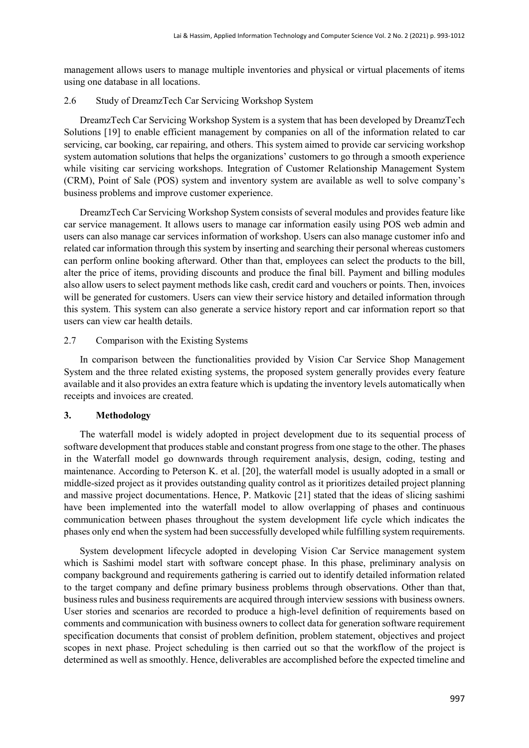management allows users to manage multiple inventories and physical or virtual placements of items using one database in all locations.

### 2.6 Study of DreamzTech Car Servicing Workshop System

DreamzTech Car Servicing Workshop System is a system that has been developed by DreamzTech Solutions [19] to enable efficient management by companies on all of the information related to car servicing, car booking, car repairing, and others. This system aimed to provide car servicing workshop system automation solutions that helps the organizations' customers to go through a smooth experience while visiting car servicing workshops. Integration of Customer Relationship Management System (CRM), Point of Sale (POS) system and inventory system are available as well to solve company's business problems and improve customer experience.

DreamzTech Car Servicing Workshop System consists of several modules and provides feature like car service management. It allows users to manage car information easily using POS web admin and users can also manage car services information of workshop. Users can also manage customer info and related car information through this system by inserting and searching their personal whereas customers can perform online booking afterward. Other than that, employees can select the products to the bill, alter the price of items, providing discounts and produce the final bill. Payment and billing modules also allow users to select payment methods like cash, credit card and vouchers or points. Then, invoices will be generated for customers. Users can view their service history and detailed information through this system. This system can also generate a service history report and car information report so that users can view car health details.

### 2.7 Comparison with the Existing Systems

In comparison between the functionalities provided by Vision Car Service Shop Management System and the three related existing systems, the proposed system generally provides every feature available and it also provides an extra feature which is updating the inventory levels automatically when receipts and invoices are created.

## 3. Methodology

The waterfall model is widely adopted in project development due to its sequential process of software development that produces stable and constant progress from one stage to the other. The phases in the Waterfall model go downwards through requirement analysis, design, coding, testing and maintenance. According to Peterson K. et al. [20], the waterfall model is usually adopted in a small or middle-sized project as it provides outstanding quality control as it prioritizes detailed project planning and massive project documentations. Hence, P. Matkovic [21] stated that the ideas of slicing sashimi have been implemented into the waterfall model to allow overlapping of phases and continuous communication between phases throughout the system development life cycle which indicates the phases only end when the system had been successfully developed while fulfilling system requirements.

System development lifecycle adopted in developing Vision Car Service management system which is Sashimi model start with software concept phase. In this phase, preliminary analysis on company background and requirements gathering is carried out to identify detailed information related to the target company and define primary business problems through observations. Other than that, business rules and business requirements are acquired through interview sessions with business owners. User stories and scenarios are recorded to produce a high-level definition of requirements based on comments and communication with business owners to collect data for generation software requirement specification documents that consist of problem definition, problem statement, objectives and project scopes in next phase. Project scheduling is then carried out so that the workflow of the project is determined as well as smoothly. Hence, deliverables are accomplished before the expected timeline and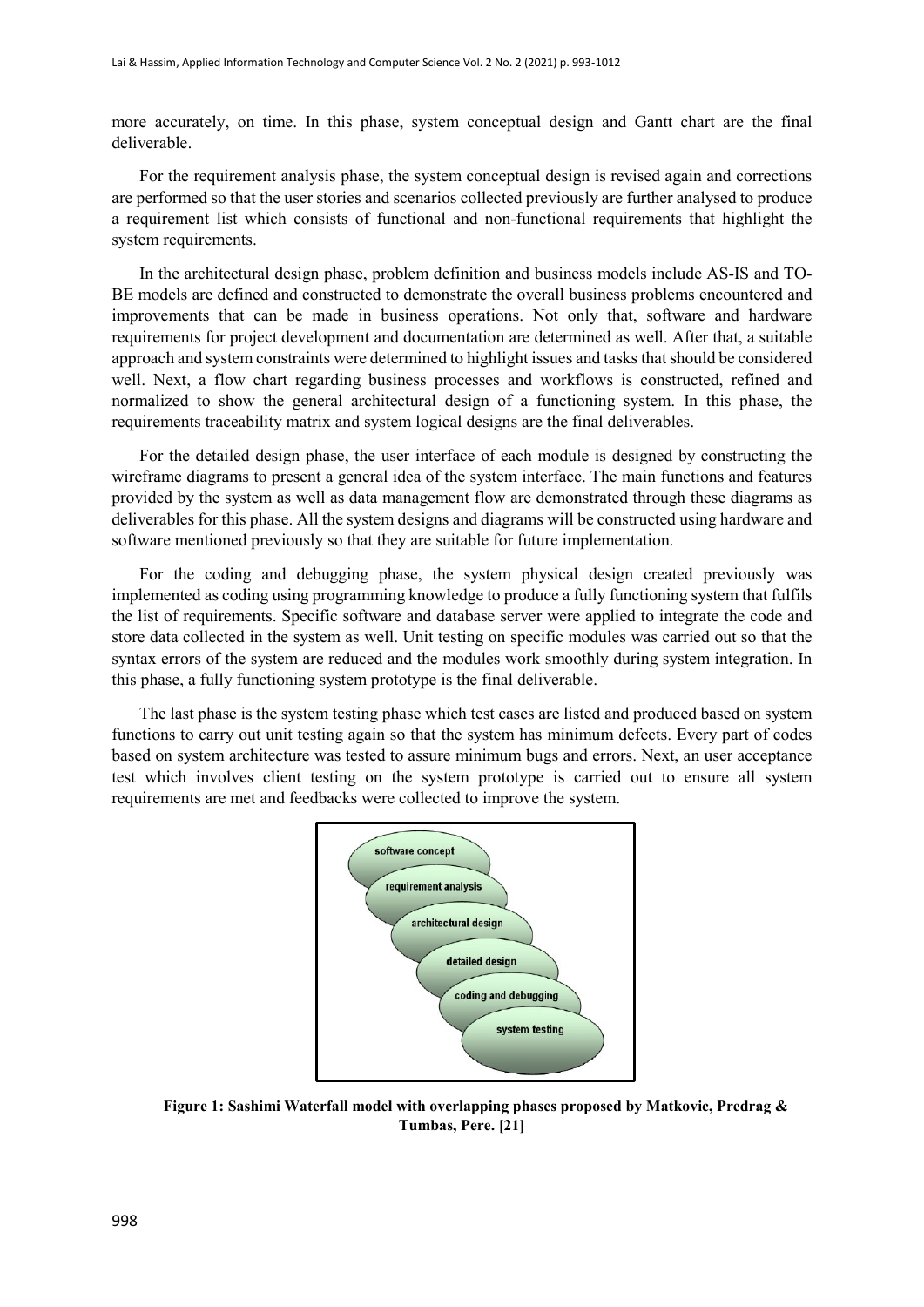more accurately, on time. In this phase, system conceptual design and Gantt chart are the final deliverable.

For the requirement analysis phase, the system conceptual design is revised again and corrections are performed so that the user stories and scenarios collected previously are further analysed to produce a requirement list which consists of functional and non-functional requirements that highlight the system requirements.

In the architectural design phase, problem definition and business models include AS-IS and TO-BE models are defined and constructed to demonstrate the overall business problems encountered and improvements that can be made in business operations. Not only that, software and hardware requirements for project development and documentation are determined as well. After that, a suitable approach and system constraints were determined to highlight issues and tasks that should be considered well. Next, a flow chart regarding business processes and workflows is constructed, refined and normalized to show the general architectural design of a functioning system. In this phase, the requirements traceability matrix and system logical designs are the final deliverables.

For the detailed design phase, the user interface of each module is designed by constructing the wireframe diagrams to present a general idea of the system interface. The main functions and features provided by the system as well as data management flow are demonstrated through these diagrams as deliverables for this phase. All the system designs and diagrams will be constructed using hardware and software mentioned previously so that they are suitable for future implementation.

For the coding and debugging phase, the system physical design created previously was implemented as coding using programming knowledge to produce a fully functioning system that fulfils the list of requirements. Specific software and database server were applied to integrate the code and store data collected in the system as well. Unit testing on specific modules was carried out so that the syntax errors of the system are reduced and the modules work smoothly during system integration. In this phase, a fully functioning system prototype is the final deliverable.

The last phase is the system testing phase which test cases are listed and produced based on system functions to carry out unit testing again so that the system has minimum defects. Every part of codes based on system architecture was tested to assure minimum bugs and errors. Next, an user acceptance test which involves client testing on the system prototype is carried out to ensure all system requirements are met and feedbacks were collected to improve the system.

**Figure 1: Sashimi Waterfall model with overlapping phases proposed by Matkovic, Predrag & Tumbas, Pere. [21]**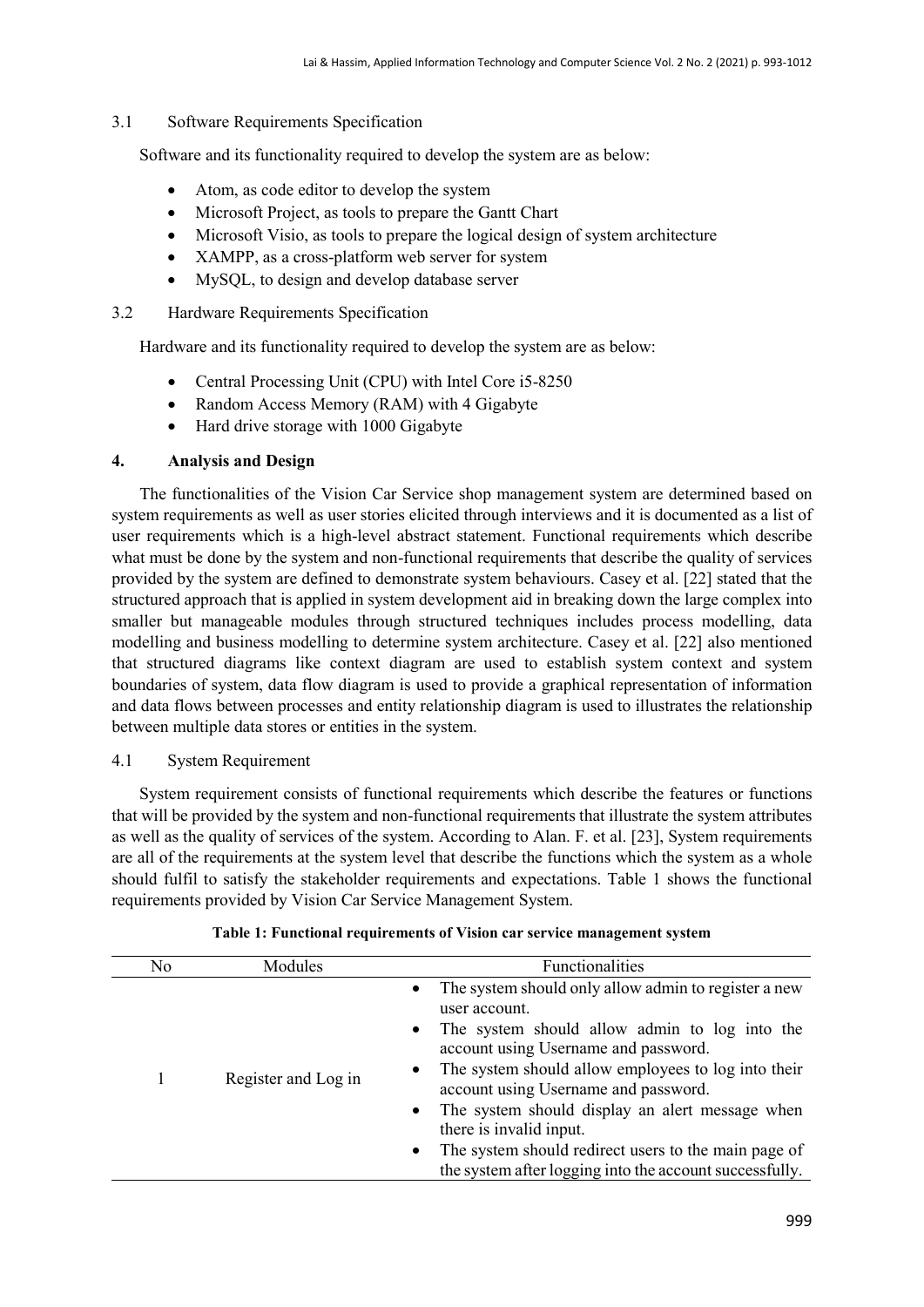### 3.1 Software Requirements Specification

Software and its functionality required to develop the system are as below:

- Atom, as code editor to develop the system
- Microsoft Project, as tools to prepare the Gantt Chart
- Microsoft Visio, as tools to prepare the logical design of system architecture
- XAMPP, as a cross-platform web server for system
- MySQL, to design and develop database server

### 3.2 Hardware Requirements Specification

Hardware and its functionality required to develop the system are as below:

- Central Processing Unit (CPU) with Intel Core i5-8250
- Random Access Memory (RAM) with 4 Gigabyte
- Hard drive storage with 1000 Gigabyte

## 4. Analysis and Design

The functionalities of the Vision Car Service shop management system are determined based on system requirements as well as user stories elicited through interviews and it is documented as a list of user requirements which is a high-level abstract statement. Functional requirements which describe what must be done by the system and non-functional requirements that describe the quality of services provided by the system are defined to demonstrate system behaviours. Casey et al. [22] stated that the structured approach that is applied in system development aid in breaking down the large complex into smaller but manageable modules through structured techniques includes process modelling, data modelling and business modelling to determine system architecture. Casey et al. [22] also mentioned that structured diagrams like context diagram are used to establish system context and system boundaries of system, data flow diagram is used to provide a graphical representation of information and data flows between processes and entity relationship diagram is used to illustrates the relationship between multiple data stores or entities in the system.

### 4.1 System Requirement

System requirement consists of functional requirements which describe the features or functions that will be provided by the system and non-functional requirements that illustrate the system attributes as well as the quality of services of the system. According to Alan. F. et al. [23], System requirements are all of the requirements at the system level that describe the functions which the system as a whole should fulfil to satisfy the stakeholder requirements and expectations. Table 1 shows the functional requirements provided by Vision Car Service Management System.

**Table 1: Functional requirements of Vision car service management system**

| No | Modules | Functionalities |
|---|---|---|
| 1 | Register and Log in | • The system should only allow admin to register a new user account.<br>• The system should allow admin to log into the account using Username and password.<br>• The system should allow employees to log into their account using Username and password.<br>• The system should display an alert message when there is invalid input.<br>• The system should redirect users to the main page of the system after logging into the account successfully. |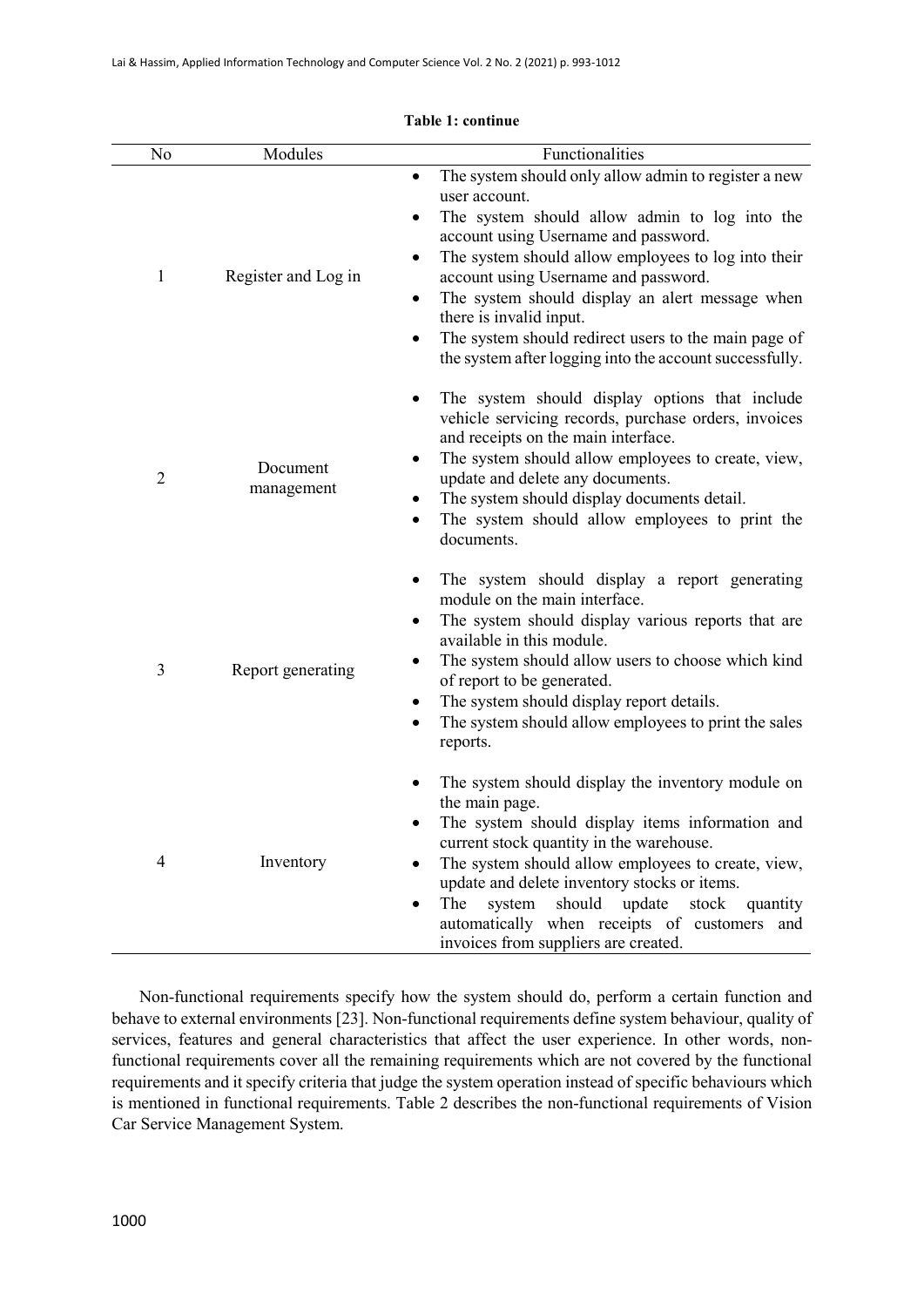**Table 1: continue**

| No | Modules | Functionalities |
|---|---|---|
| 1 | Register and Log in | • The system should only allow admin to register a new user account.<br>• The system should allow admin to log into the account using Username and password.<br>• The system should allow employees to log into their account using Username and password.<br>• The system should display an alert message when there is invalid input.<br>• The system should redirect users to the main page of the system after logging into the account successfully. |
| 2 | Document management | • The system should display options that include vehicle servicing records, purchase orders, invoices and receipts on the main interface.<br>• The system should allow employees to create, view, update and delete any documents.<br>• The system should display documents detail.<br>• The system should allow employees to print the documents. |
| 3 | Report generating | • The system should display a report generating module on the main interface.<br>• The system should display various reports that are available in this module.<br>• The system should allow users to choose which kind of report to be generated.<br>• The system should display report details.<br>• The system should allow employees to print the sales reports. |
| 4 | Inventory | • The system should display the inventory module on the main page.<br>• The system should display items information and current stock quantity in the warehouse.<br>• The system should allow employees to create, view, update and delete inventory stocks or items.<br>• The system should update stock quantity automatically when receipts of customers and invoices from suppliers are created. |

Non-functional requirements specify how the system should do, perform a certain function and behave to external environments [23]. Non-functional requirements define system behaviour, quality of services, features and general characteristics that affect the user experience. In other words, non-functional requirements cover all the remaining requirements which are not covered by the functional requirements and it specify criteria that judge the system operation instead of specific behaviours which is mentioned in functional requirements. Table 2 describes the non-functional requirements of Vision Car Service Management System.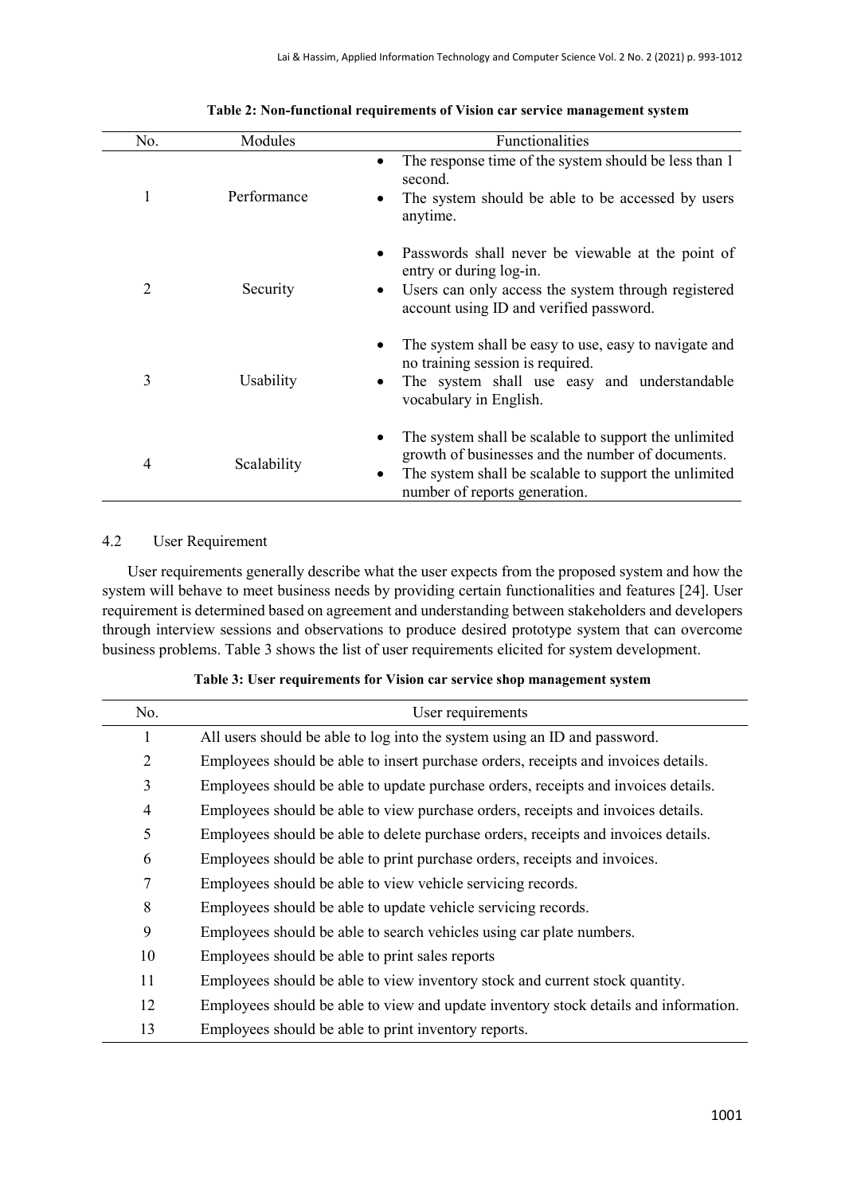**Table 2: Non-functional requirements of Vision car service management system**

| No. | Modules | Functionalities |
|---|---|---|
| 1 | Performance | • The response time of the system should be less than 1 second.<br>• The system should be able to be accessed by users anytime. |
| 2 | Security | • Passwords shall never be viewable at the point of entry or during log-in.<br>• Users can only access the system through registered account using ID and verified password. |
| 3 | Usability | • The system shall be easy to use, easy to navigate and no training session is required.<br>• The system shall use easy and understandable vocabulary in English. |
| 4 | Scalability | • The system shall be scalable to support the unlimited growth of businesses and the number of documents.<br>• The system shall be scalable to support the unlimited number of reports generation. |

### 4.2 User Requirement

User requirements generally describe what the user expects from the proposed system and how the system will behave to meet business needs by providing certain functionalities and features [24]. User requirement is determined based on agreement and understanding between stakeholders and developers through interview sessions and observations to produce desired prototype system that can overcome business problems. Table 3 shows the list of user requirements elicited for system development.

**Table 3: User requirements for Vision car service shop management system**

| No. | User requirements |
|---|---|
| 1 | All users should be able to log into the system using an ID and password. |
| 2 | Employees should be able to insert purchase orders, receipts and invoices details. |
| 3 | Employees should be able to update purchase orders, receipts and invoices details. |
| 4 | Employees should be able to view purchase orders, receipts and invoices details. |
| 5 | Employees should be able to delete purchase orders, receipts and invoices details. |
| 6 | Employees should be able to print purchase orders, receipts and invoices. |
| 7 | Employees should be able to view vehicle servicing records. |
| 8 | Employees should be able to update vehicle servicing records. |
| 9 | Employees should be able to search vehicles using car plate numbers. |
| 10 | Employees should be able to print sales reports |
| 11 | Employees should be able to view inventory stock and current stock quantity. |
| 12 | Employees should be able to view and update inventory stock details and information. |
| 13 | Employees should be able to print inventory reports. |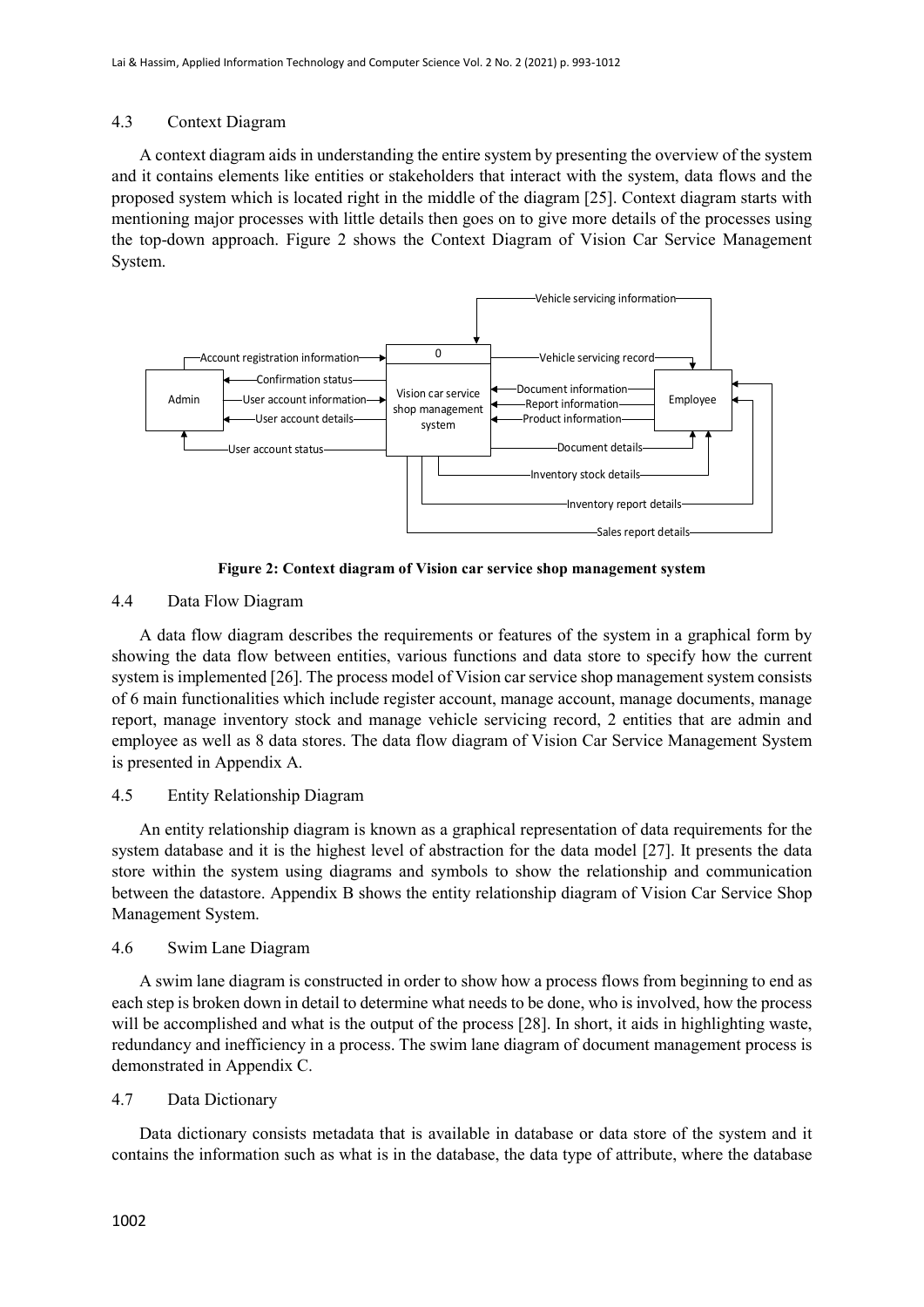### 4.3 Context Diagram

A context diagram aids in understanding the entire system by presenting the overview of the system and it contains elements like entities or stakeholders that interact with the system, data flows and the proposed system which is located right in the middle of the diagram [25]. Context diagram starts with mentioning major processes with little details then goes on to give more details of the processes using the top-down approach. Figure 2 shows the Context Diagram of Vision Car Service Management System.

**Figure 2: Context diagram of Vision car service shop management system**

### 4.4 Data Flow Diagram

A data flow diagram describes the requirements or features of the system in a graphical form by showing the data flow between entities, various functions and data store to specify how the current system is implemented [26]. The process model of Vision car service shop management system consists of 6 main functionalities which include register account, manage account, manage documents, manage report, manage inventory stock and manage vehicle servicing record, 2 entities that are admin and employee as well as 8 data stores. The data flow diagram of Vision Car Service Management System is presented in Appendix A.

### 4.5 Entity Relationship Diagram

An entity relationship diagram is known as a graphical representation of data requirements for the system database and it is the highest level of abstraction for the data model [27]. It presents the data store within the system using diagrams and symbols to show the relationship and communication between the datastore. Appendix B shows the entity relationship diagram of Vision Car Service Shop Management System.

### 4.6 Swim Lane Diagram

A swim lane diagram is constructed in order to show how a process flows from beginning to end as each step is broken down in detail to determine what needs to be done, who is involved, how the process will be accomplished and what is the output of the process [28]. In short, it aids in highlighting waste, redundancy and inefficiency in a process. The swim lane diagram of document management process is demonstrated in Appendix C.

### 4.7 Data Dictionary

Data dictionary consists metadata that is available in database or data store of the system and it contains the information such as what is in the database, the data type of attribute, where the database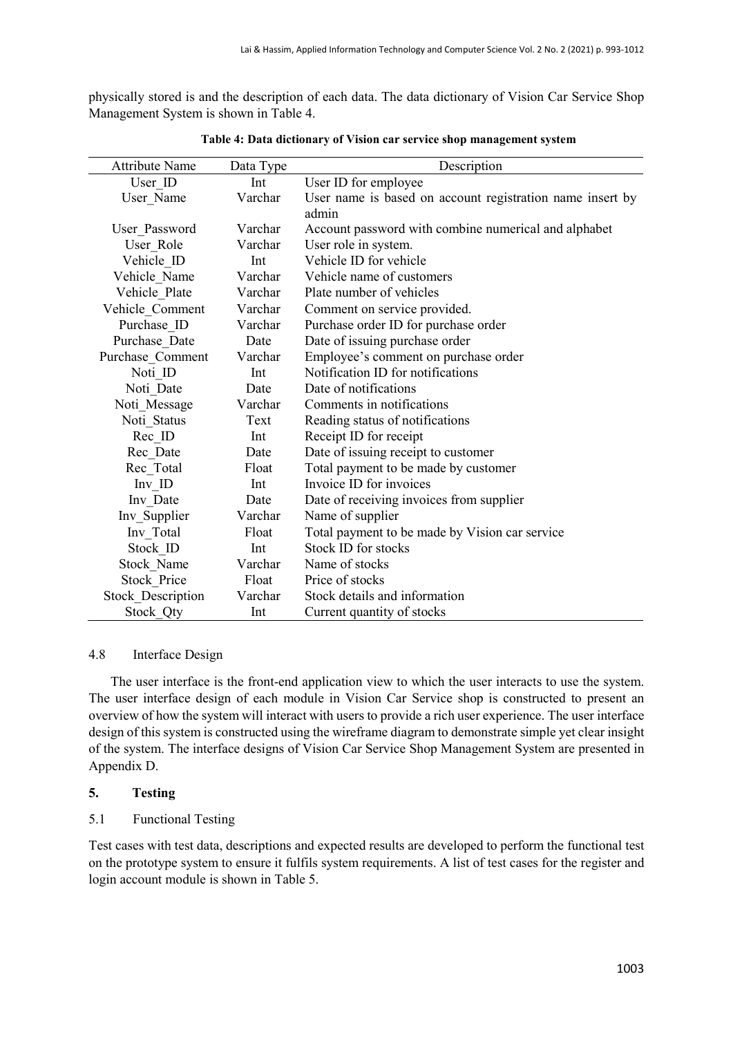physically stored is and the description of each data. The data dictionary of Vision Car Service Shop Management System is shown in Table 4.

**Table 4: Data dictionary of Vision car service shop management system**

| Attribute Name | Data Type | Description |
|---|---|---|
| User_ID | Int | User ID for employee |
| User_Name | Varchar | User name is based on account registration name insert by admin |
| User_Password | Varchar | Account password with combine numerical and alphabet |
| User_Role | Varchar | User role in system. |
| Vehicle_ID | Int | Vehicle ID for vehicle |
| Vehicle_Name | Varchar | Vehicle name of customers |
| Vehicle_Plate | Varchar | Plate number of vehicles |
| Vehicle_Comment | Varchar | Comment on service provided. |
| Purchase_ID | Varchar | Purchase order ID for purchase order |
| Purchase_Date | Date | Date of issuing purchase order |
| Purchase_Comment | Varchar | Employee's comment on purchase order |
| Noti_ID | Int | Notification ID for notifications |
| Noti_Date | Date | Date of notifications |
| Noti_Message | Varchar | Comments in notifications |
| Noti_Status | Text | Reading status of notifications |
| Rec_ID | Int | Receipt ID for receipt |
| Rec_Date | Date | Date of issuing receipt to customer |
| Rec_Total | Float | Total payment to be made by customer |
| Inv_ID | Int | Invoice ID for invoices |
| Inv_Date | Date | Date of receiving invoices from supplier |
| Inv_Supplier | Varchar | Name of supplier |
| Inv_Total | Float | Total payment to be made by Vision car service |
| Stock_ID | Int | Stock ID for stocks |
| Stock_Name | Varchar | Name of stocks |
| Stock_Price | Float | Price of stocks |
| Stock_Description | Varchar | Stock details and information |
| Stock_Qty | Int | Current quantity of stocks |

### 4.8 Interface Design

The user interface is the front-end application view to which the user interacts to use the system. The user interface design of each module in Vision Car Service shop is constructed to present an overview of how the system will interact with users to provide a rich user experience. The user interface design of this system is constructed using the wireframe diagram to demonstrate simple yet clear insight of the system. The interface designs of Vision Car Service Shop Management System are presented in Appendix D.

## 5. Testing

### 5.1 Functional Testing

Test cases with test data, descriptions and expected results are developed to perform the functional test on the prototype system to ensure it fulfils system requirements. A list of test cases for the register and login account module is shown in Table 5.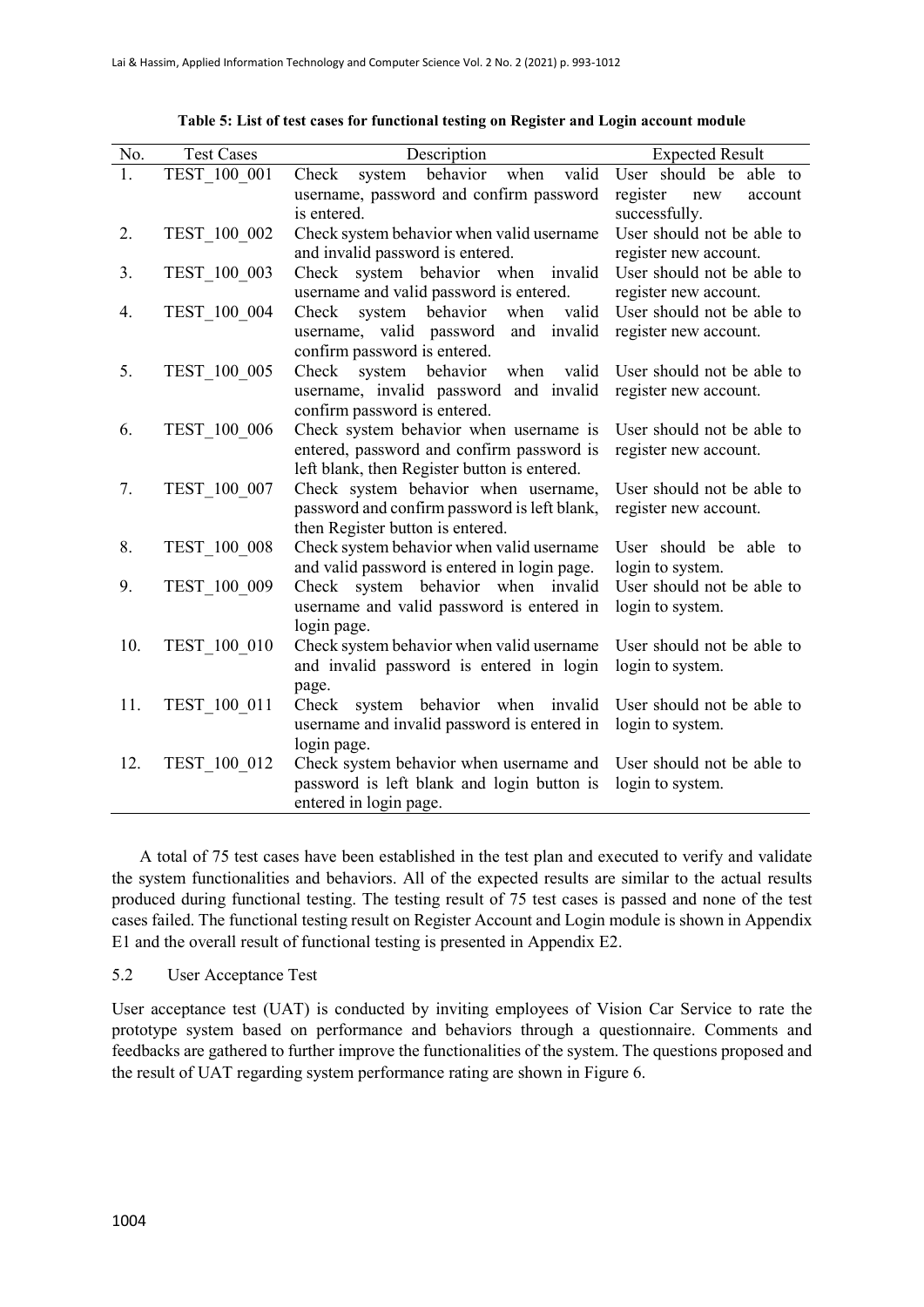**Table 5: List of test cases for functional testing on Register and Login account module**

| No. | Test Cases | Description | Expected Result |
| --- | --- | --- | --- |
| 1. | TEST_100_001 | Check system behavior when valid username, password and confirm password is entered. | User should be able to register new account successfully. |
| 2. | TEST_100_002 | Check system behavior when valid username and invalid password is entered. | User should not be able to register new account. |
| 3. | TEST_100_003 | Check system behavior when invalid username and valid password is entered. | User should not be able to register new account. |
| 4. | TEST_100_004 | Check system behavior when valid username, valid password and invalid confirm password is entered. | User should not be able to register new account. |
| 5. | TEST_100_005 | Check system behavior when valid username, invalid password and invalid confirm password is entered. | User should not be able to register new account. |
| 6. | TEST_100_006 | Check system behavior when username is entered, password and confirm password is left blank, then Register button is entered. | User should not be able to register new account. |
| 7. | TEST_100_007 | Check system behavior when username, password and confirm password is left blank, then Register button is entered. | User should not be able to register new account. |
| 8. | TEST_100_008 | Check system behavior when valid username and valid password is entered in login page. | User should be able to login to system. |
| 9. | TEST_100_009 | Check system behavior when invalid username and valid password is entered in login page. | User should not be able to login to system. |
| 10. | TEST_100_010 | Check system behavior when valid username and invalid password is entered in login page. | User should not be able to login to system. |
| 11. | TEST_100_011 | Check system behavior when invalid username and invalid password is entered in login page. | User should not be able to login to system. |
| 12. | TEST_100_012 | Check system behavior when username and password is left blank and login button is entered in login page. | User should not be able to login to system. |

A total of 75 test cases have been established in the test plan and executed to verify and validate the system functionalities and behaviors. All of the expected results are similar to the actual results produced during functional testing. The testing result of 75 test cases is passed and none of the test cases failed. The functional testing result on Register Account and Login module is shown in Appendix E1 and the overall result of functional testing is presented in Appendix E2.

### 5.2 User Acceptance Test

User acceptance test (UAT) is conducted by inviting employees of Vision Car Service to rate the prototype system based on performance and behaviors through a questionnaire. Comments and feedbacks are gathered to further improve the functionalities of the system. The questions proposed and the result of UAT regarding system performance rating are shown in Figure 6.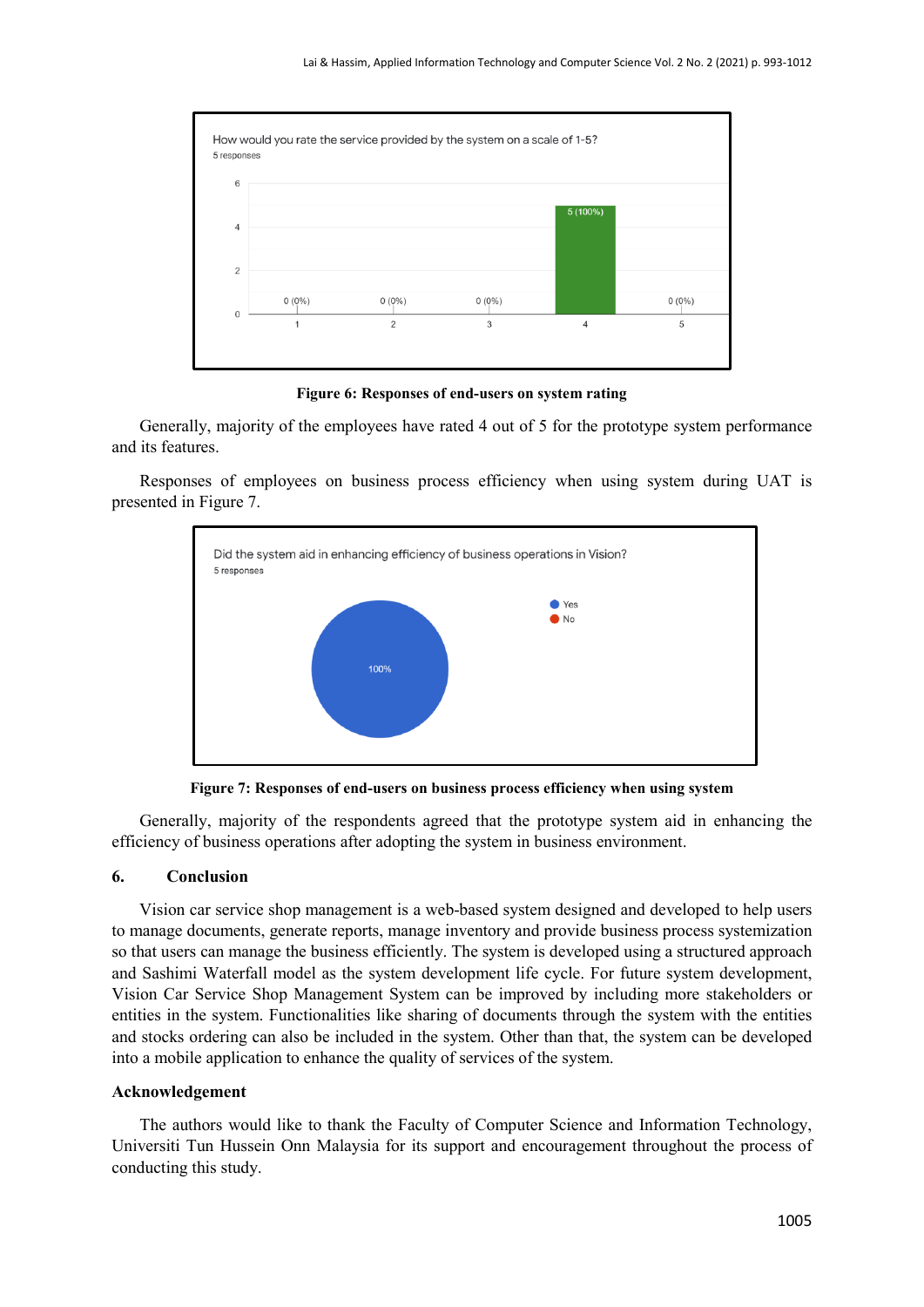Figure 6: Responses of end-users on system rating

Generally, majority of the employees have rated 4 out of 5 for the prototype system performance and its features.

Responses of employees on business process efficiency when using system during UAT is presented in Figure 7.

Figure 7: Responses of end-users on business process efficiency when using system

Generally, majority of the respondents agreed that the prototype system aid in enhancing the efficiency of business operations after adopting the system in business environment.

## 6. Conclusion

Vision car service shop management is a web-based system designed and developed to help users to manage documents, generate reports, manage inventory and provide business process systemization so that users can manage the business efficiently. The system is developed using a structured approach and Sashimi Waterfall model as the system development life cycle. For future system development, Vision Car Service Shop Management System can be improved by including more stakeholders or entities in the system. Functionalities like sharing of documents through the system with the entities and stocks ordering can also be included in the system. Other than that, the system can be developed into a mobile application to enhance the quality of services of the system.

## Acknowledgement

The authors would like to thank the Faculty of Computer Science and Information Technology, Universiti Tun Hussein Onn Malaysia for its support and encouragement throughout the process of conducting this study.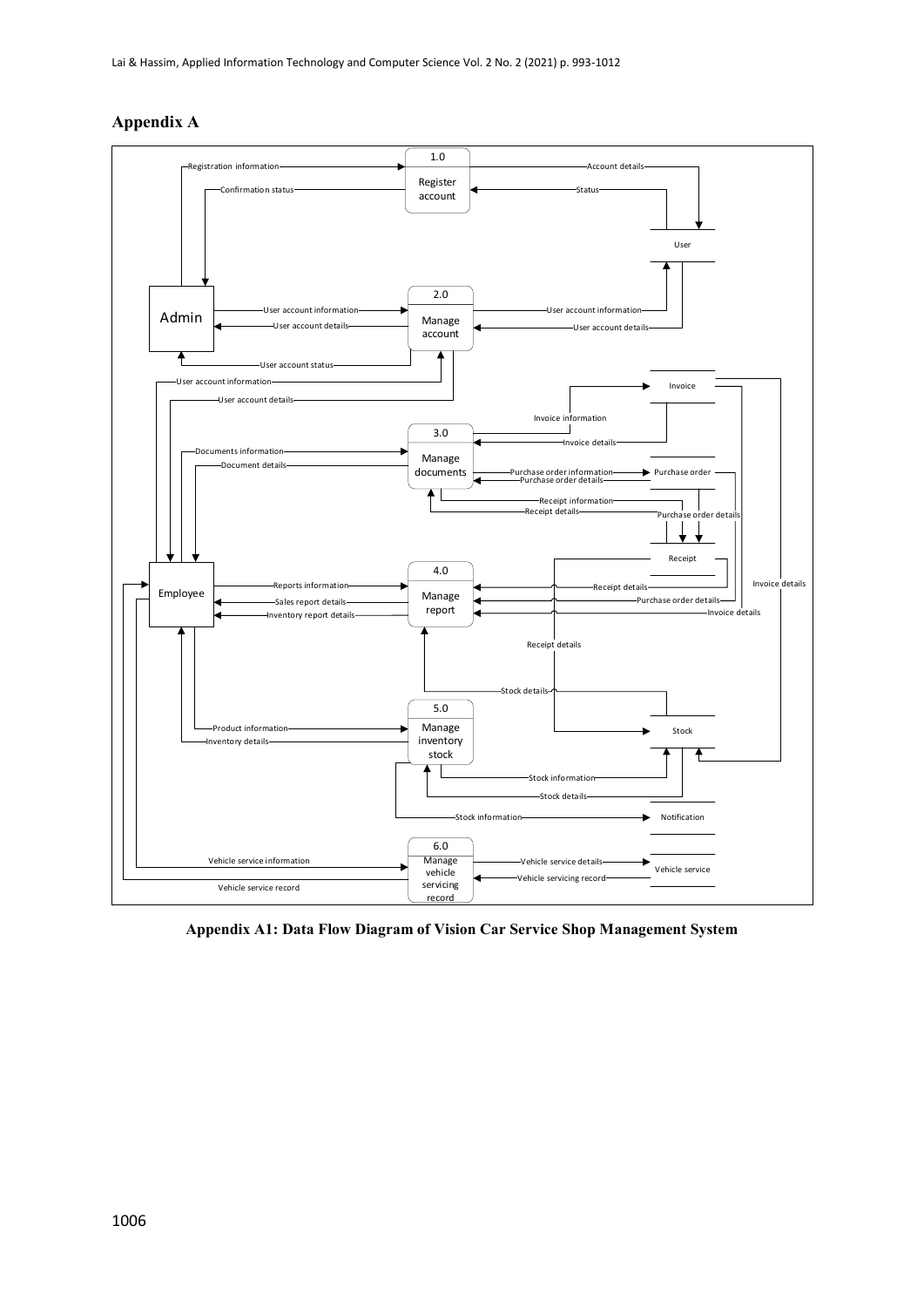## Appendix A

**Appendix A1: Data Flow Diagram of Vision Car Service Shop Management System**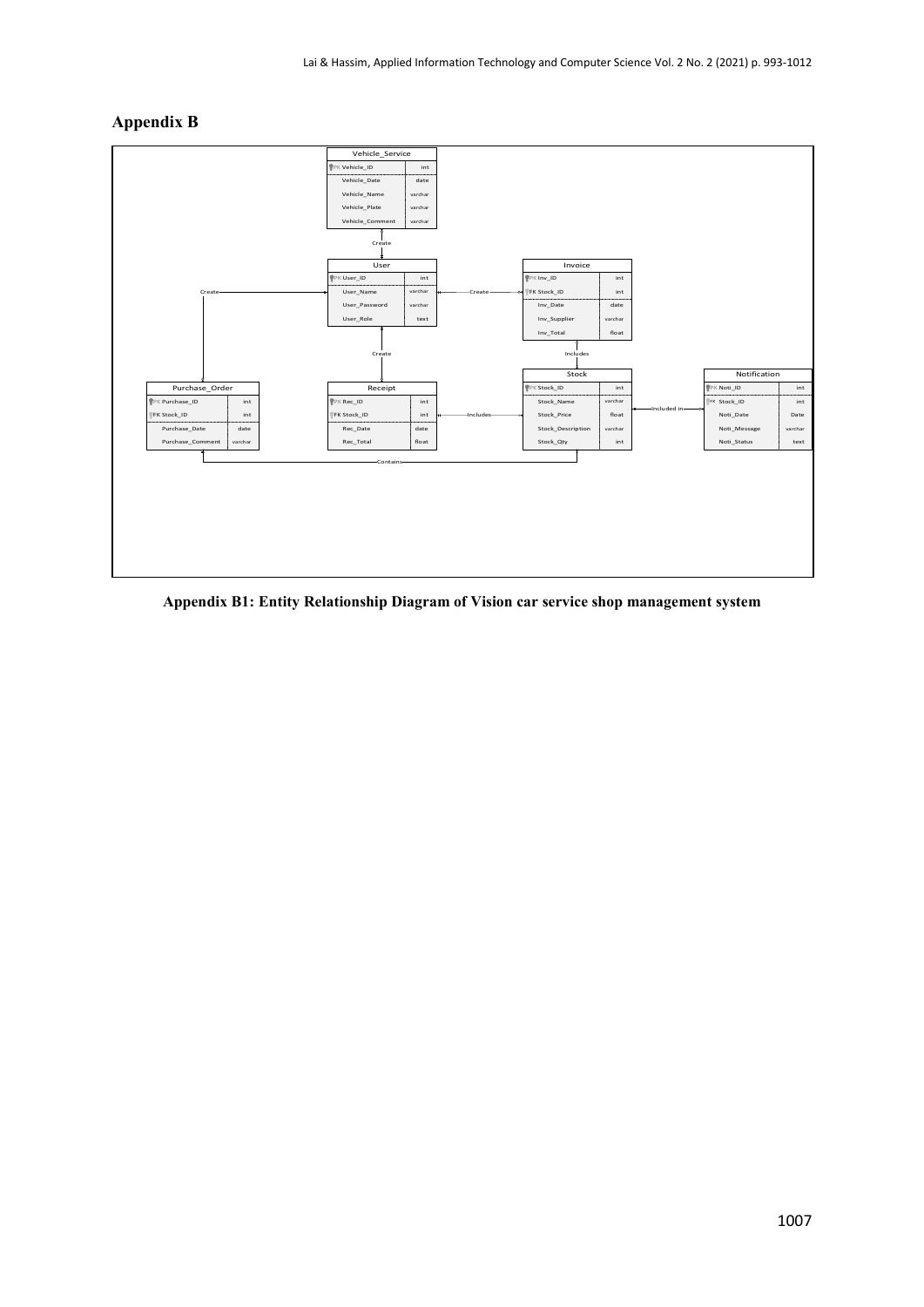# Appendix B

Appendix B1: Entity Relationship Diagram of Vision car service shop management system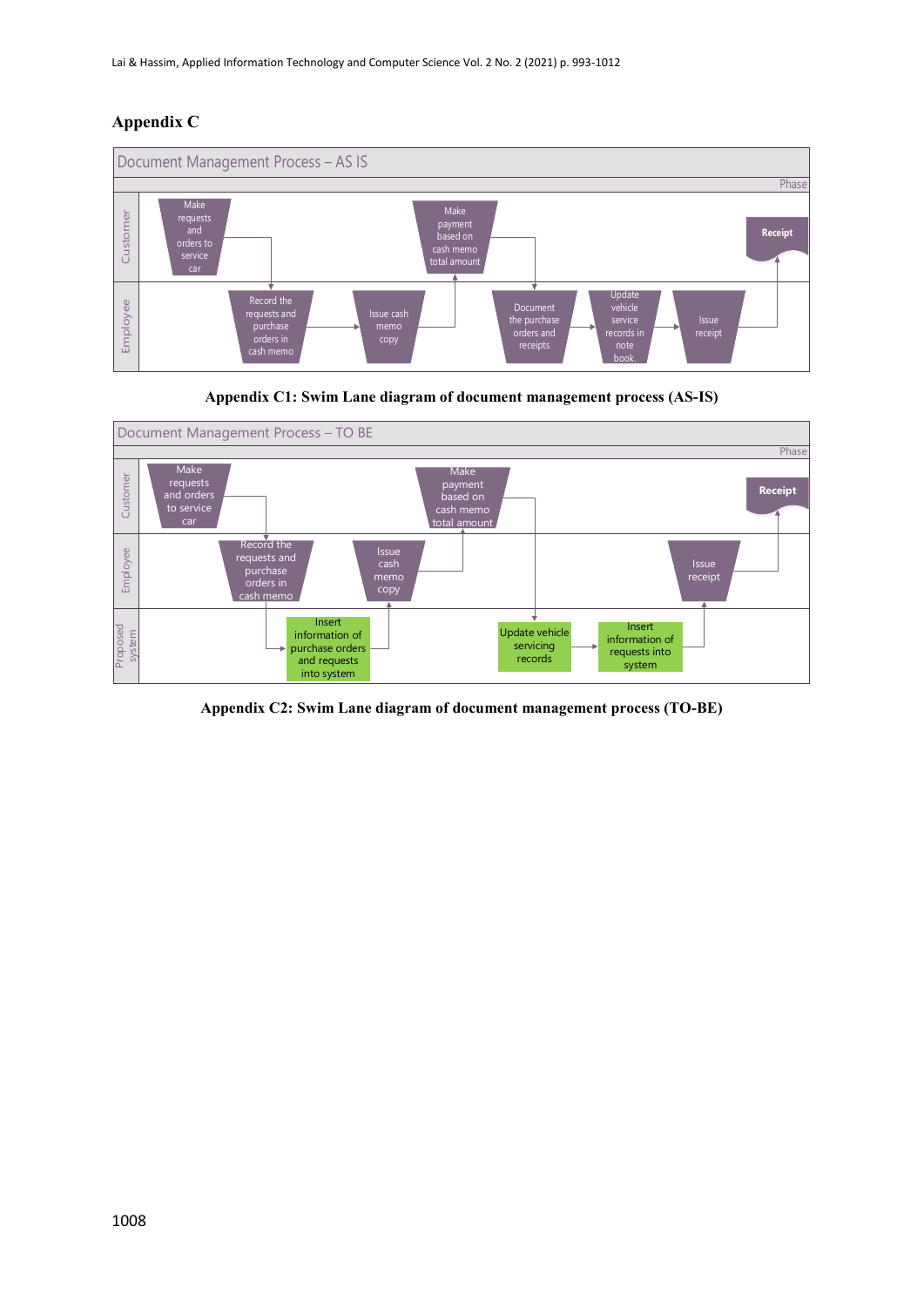## Appendix C

Document Management Process – AS IS

Phase

| | | | | | | | |
|---|---|---|---|---|---|---|---|
| Customer | Make requests and orders to service car | | | Make payment based on cash memo total amount | | | Receipt |
| Employee | | Record the requests and purchase orders in cash memo | Issue cash memo copy | | Document the purchase orders and receipts | Update vehicle service records in note book. | Issue receipt |

**Appendix C1: Swim Lane diagram of document management process (AS-IS)**

Document Management Process – TO BE

Phase

| | | | | | | | |
|---|---|---|---|---|---|---|---|
| Customer | Make requests and orders to service car | | | Make payment based on cash memo total amount | | | Receipt |
| Employee | | Record the requests and purchase orders in cash memo | Issue cash memo copy | | | Issue receipt | |
| Proposed system | | Insert information of purchase orders and requests into system | | | Update vehicle servicing records | Insert information of requests into system | |

**Appendix C2: Swim Lane diagram of document management process (TO-BE)**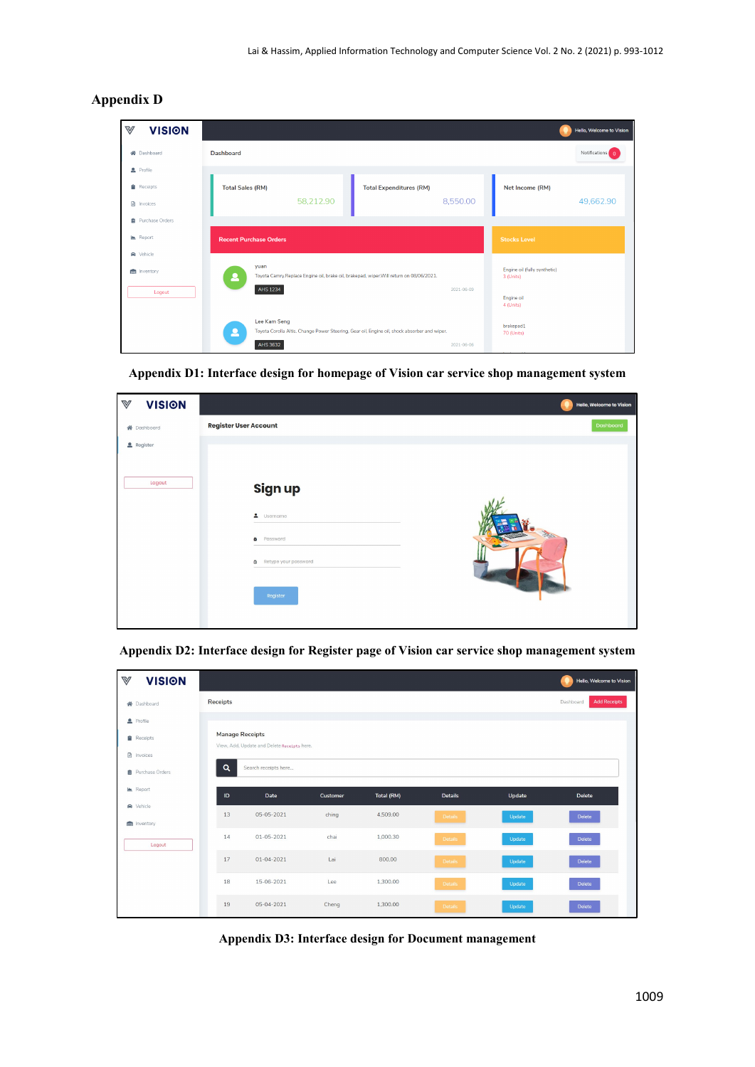## Appendix D

Appendix D1: Interface design for homepage of Vision car service shop management system

Appendix D2: Interface design for Register page of Vision car service shop management system

Appendix D3: Interface design for Document management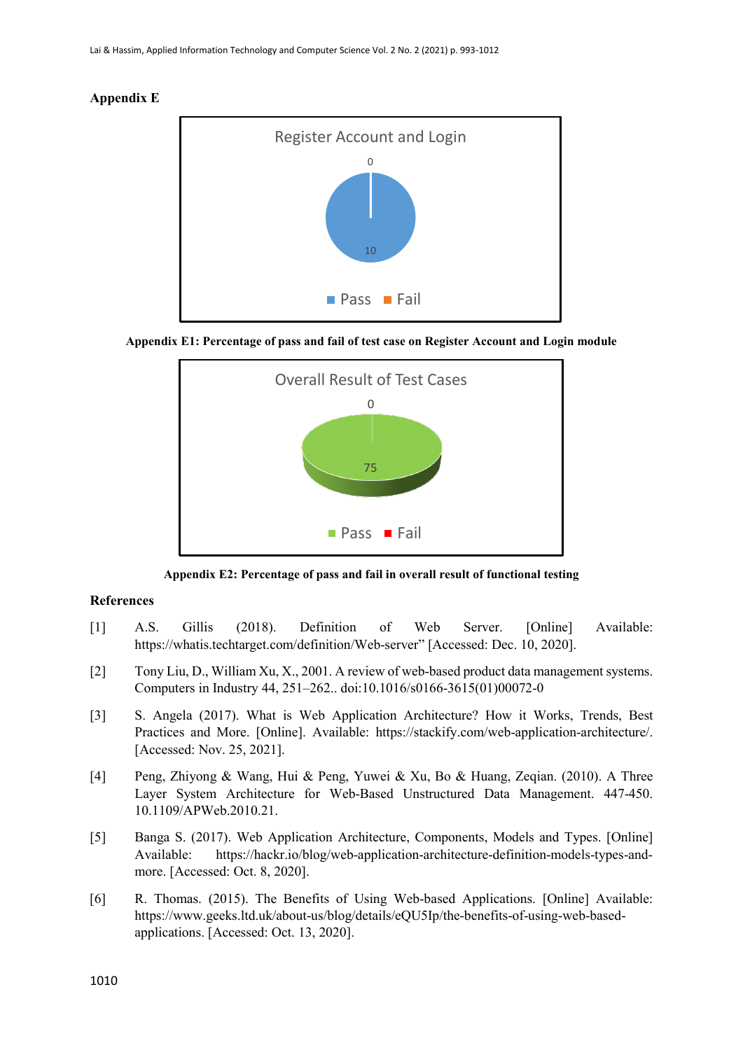**Appendix E**

Appendix E1: Percentage of pass and fail of test case on Register Account and Login module

Appendix E2: Percentage of pass and fail in overall result of functional testing

**References**

[1] A.S. Gillis (2018). Definition of Web Server. [Online] Available: https://whatis.techtarget.com/definition/Web-server" [Accessed: Dec. 10, 2020].

[2] Tony Liu, D., William Xu, X., 2001. A review of web-based product data management systems. Computers in Industry 44, 251–262.. doi:10.1016/s0166-3615(01)00072-0

[3] S. Angela (2017). What is Web Application Architecture? How it Works, Trends, Best Practices and More. [Online]. Available: https://stackify.com/web-application-architecture/. [Accessed: Nov. 25, 2021].

[4] Peng, Zhiyong & Wang, Hui & Peng, Yuwei & Xu, Bo & Huang, Zeqian. (2010). A Three Layer System Architecture for Web-Based Unstructured Data Management. 447-450. 10.1109/APWeb.2010.21.

[5] Banga S. (2017). Web Application Architecture, Components, Models and Types. [Online] Available: https://hackr.io/blog/web-application-architecture-definition-models-types-and-more. [Accessed: Oct. 8, 2020].

[6] R. Thomas. (2015). The Benefits of Using Web-based Applications. [Online] Available: https://www.geeks.ltd.uk/about-us/blog/details/eQU5Ip/the-benefits-of-using-web-based-applications. [Accessed: Oct. 13, 2020].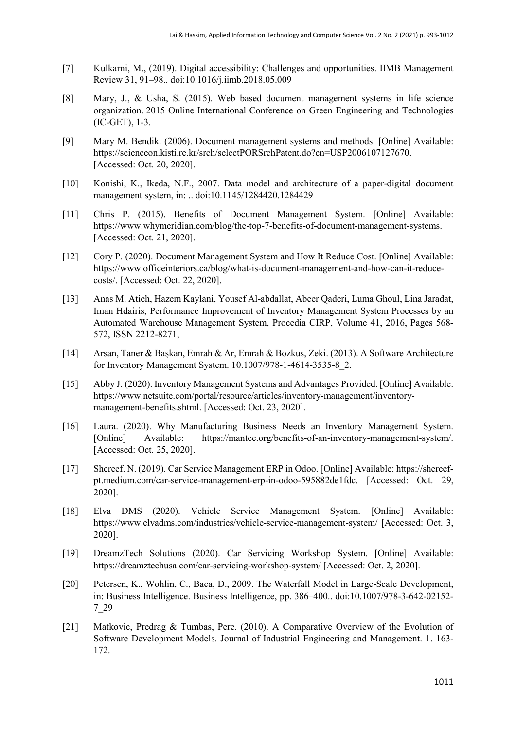[7] Kulkarni, M., (2019). Digital accessibility: Challenges and opportunities. IIMB Management Review 31, 91–98.. doi:10.1016/j.iimb.2018.05.009

[8] Mary, J., & Usha, S. (2015). Web based document management systems in life science organization. 2015 Online International Conference on Green Engineering and Technologies (IC-GET), 1-3.

[9] Mary M. Bendik. (2006). Document management systems and methods. [Online] Available: https://scienceon.kisti.re.kr/srch/selectPORSrchPatent.do?cn=USP2006107127670. [Accessed: Oct. 20, 2020].

[10] Konishi, K., Ikeda, N.F., 2007. Data model and architecture of a paper-digital document management system, in: .. doi:10.1145/1284420.1284429

[11] Chris P. (2015). Benefits of Document Management System. [Online] Available: https://www.whymeridian.com/blog/the-top-7-benefits-of-document-management-systems. [Accessed: Oct. 21, 2020].

[12] Cory P. (2020). Document Management System and How It Reduce Cost. [Online] Available: https://www.officeinteriors.ca/blog/what-is-document-management-and-how-can-it-reduce-costs/. [Accessed: Oct. 22, 2020].

[13] Anas M. Atieh, Hazem Kaylani, Yousef Al-abdallat, Abeer Qaderi, Luma Ghoul, Lina Jaradat, Iman Hdairis, Performance Improvement of Inventory Management System Processes by an Automated Warehouse Management System, Procedia CIRP, Volume 41, 2016, Pages 568-572, ISSN 2212-8271,

[14] Arsan, Taner & Başkan, Emrah & Ar, Emrah & Bozkus, Zeki. (2013). A Software Architecture for Inventory Management System. 10.1007/978-1-4614-3535-8_2.

[15] Abby J. (2020). Inventory Management Systems and Advantages Provided. [Online] Available: https://www.netsuite.com/portal/resource/articles/inventory-management/inventory-management-benefits.shtml. [Accessed: Oct. 23, 2020].

[16] Laura. (2020). Why Manufacturing Business Needs an Inventory Management System. [Online] Available: https://mantec.org/benefits-of-an-inventory-management-system/. [Accessed: Oct. 25, 2020].

[17] Shereef. N. (2019). Car Service Management ERP in Odoo. [Online] Available: https://shereef-pt.medium.com/car-service-management-erp-in-odoo-595882de1fdc. [Accessed: Oct. 29, 2020].

[18] Elva DMS (2020). Vehicle Service Management System. [Online] Available: https://www.elvadms.com/industries/vehicle-service-management-system/ [Accessed: Oct. 3, 2020].

[19] DreamzTech Solutions (2020). Car Servicing Workshop System. [Online] Available: https://dreamztechusa.com/car-servicing-workshop-system/ [Accessed: Oct. 2, 2020].

[20] Petersen, K., Wohlin, C., Baca, D., 2009. The Waterfall Model in Large-Scale Development, in: Business Intelligence. Business Intelligence, pp. 386–400.. doi:10.1007/978-3-642-02152-7_29

[21] Matkovic, Predrag & Tumbas, Pere. (2010). A Comparative Overview of the Evolution of Software Development Models. Journal of Industrial Engineering and Management. 1. 163-172.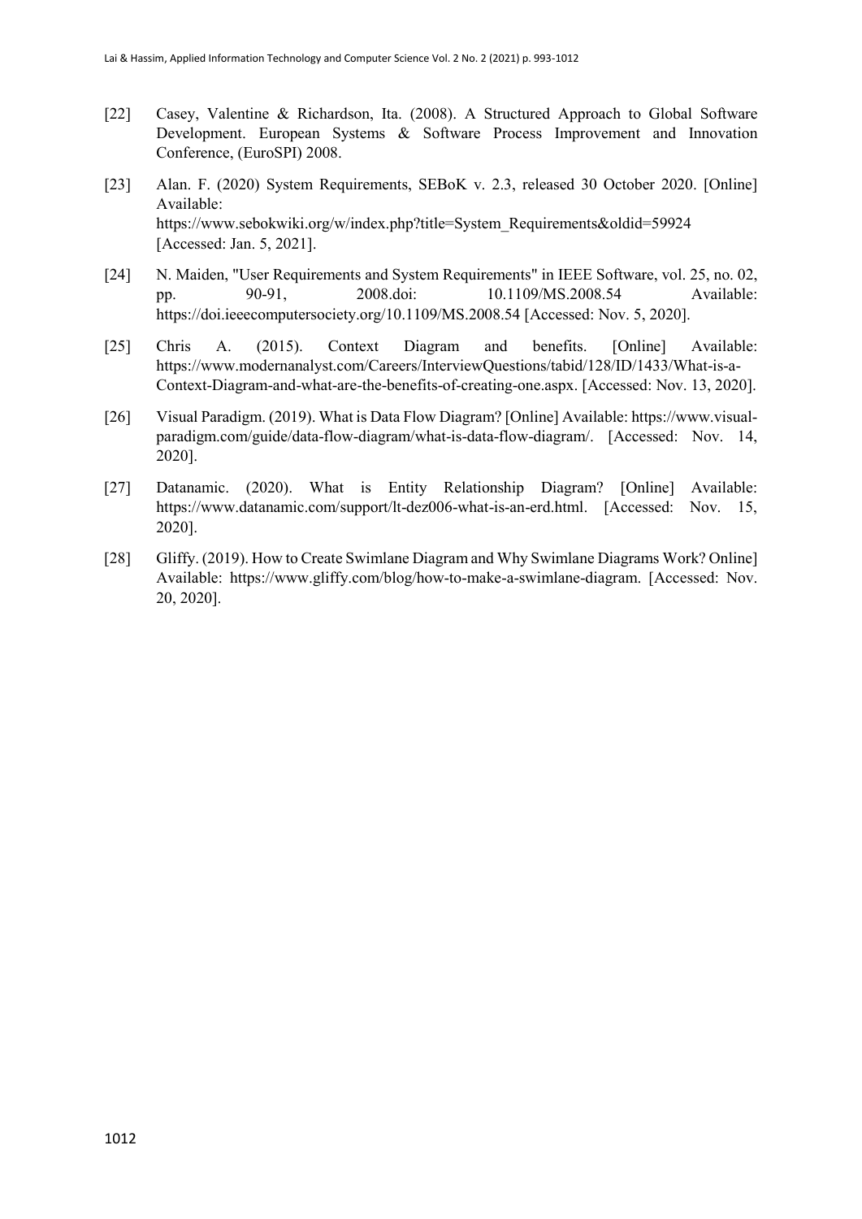[22] Casey, Valentine & Richardson, Ita. (2008). A Structured Approach to Global Software Development. European Systems & Software Process Improvement and Innovation Conference, (EuroSPI) 2008.

[23] Alan. F. (2020) System Requirements, SEBoK v. 2.3, released 30 October 2020. [Online] Available: https://www.sebokwiki.org/w/index.php?title=System_Requirements&oldid=59924 [Accessed: Jan. 5, 2021].

[24] N. Maiden, "User Requirements and System Requirements" in IEEE Software, vol. 25, no. 02, pp. 90-91, 2008.doi: 10.1109/MS.2008.54 Available: https://doi.ieeecomputersociety.org/10.1109/MS.2008.54 [Accessed: Nov. 5, 2020].

[25] Chris A. (2015). Context Diagram and benefits. [Online] Available: https://www.modernanalyst.com/Careers/InterviewQuestions/tabid/128/ID/1433/What-is-a-Context-Diagram-and-what-are-the-benefits-of-creating-one.aspx. [Accessed: Nov. 13, 2020].

[26] Visual Paradigm. (2019). What is Data Flow Diagram? [Online] Available: https://www.visual-paradigm.com/guide/data-flow-diagram/what-is-data-flow-diagram/. [Accessed: Nov. 14, 2020].

[27] Datanamic. (2020). What is Entity Relationship Diagram? [Online] Available: https://www.datanamic.com/support/lt-dez006-what-is-an-erd.html. [Accessed: Nov. 15, 2020].

[28] Gliffy. (2019). How to Create Swimlane Diagram and Why Swimlane Diagrams Work? Online] Available: https://www.gliffy.com/blog/how-to-make-a-swimlane-diagram. [Accessed: Nov. 20, 2020].